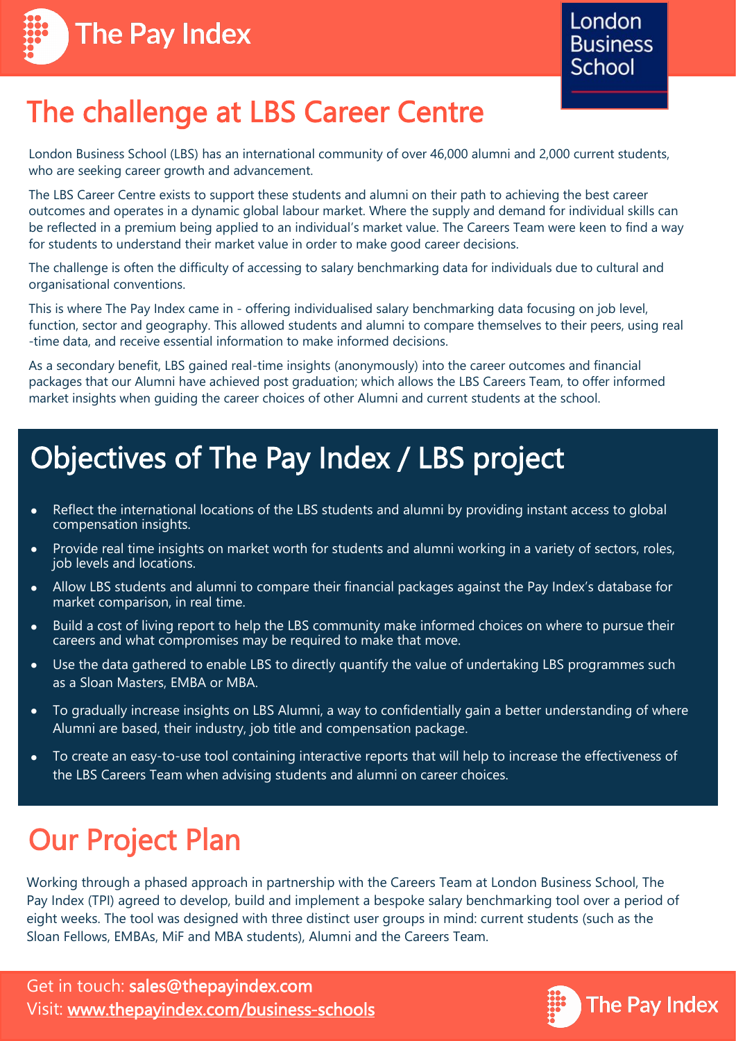# The challenge at LBS Career Centre

London Business School (LBS) has an international community of over 46,000 alumni and 2,000 current students, who are seeking career growth and advancement.

The LBS Career Centre exists to support these students and alumni on their path to achieving the best career outcomes and operates in a dynamic global labour market. Where the supply and demand for individual skills can be reflected in a premium being applied to an individual's market value. The Careers Team were keen to find a way for students to understand their market value in order to make good career decisions.

The challenge is often the difficulty of accessing to salary benchmarking data for individuals due to cultural and organisational conventions.

This is where The Pay Index came in - offering individualised salary benchmarking data focusing on job level, function, sector and geography. This allowed students and alumni to compare themselves to their peers, using real -time data, and receive essential information to make informed decisions.

As a secondary benefit, LBS gained real-time insights (anonymously) into the career outcomes and financial packages that our Alumni have achieved post graduation; which allows the LBS Careers Team, to offer informed market insights when guiding the career choices of other Alumni and current students at the school.

## Objectives of The Pay Index / LBS project

- Reflect the international locations of the LBS students and alumni by providing instant access to global compensation insights.
- Provide real time insights on market worth for students and alumni working in a variety of sectors, roles, job levels and locations.
- Allow LBS students and alumni to compare their financial packages against the Pay Index's database for market comparison, in real time.
- Build a cost of living report to help the LBS community make informed choices on where to pursue their careers and what compromises may be required to make that move.
- Use the data gathered to enable LBS to directly quantify the value of undertaking LBS programmes such as a Sloan Masters, EMBA or MBA.
- To gradually increase insights on LBS Alumni, a way to confidentially gain a better understanding of where Alumni are based, their industry, job title and compensation package.
- To create an easy-to-use tool containing interactive reports that will help to increase the effectiveness of the LBS Careers Team when advising students and alumni on career choices.

## Our Project Plan

Working through a phased approach in partnership with the Careers Team at London Business School, The Pay Index (TPI) agreed to develop, build and implement a bespoke salary benchmarking tool over a period of eight weeks. The tool was designed with three distinct user groups in mind: current students (such as the Sloan Fellows, EMBAs, MiF and MBA students), Alumni and the Careers Team.

Get in touch: **sales@thepayindex.com**
Visit: [www.thepayindex.com/business-schools](www.thepayindex.com/business-schools)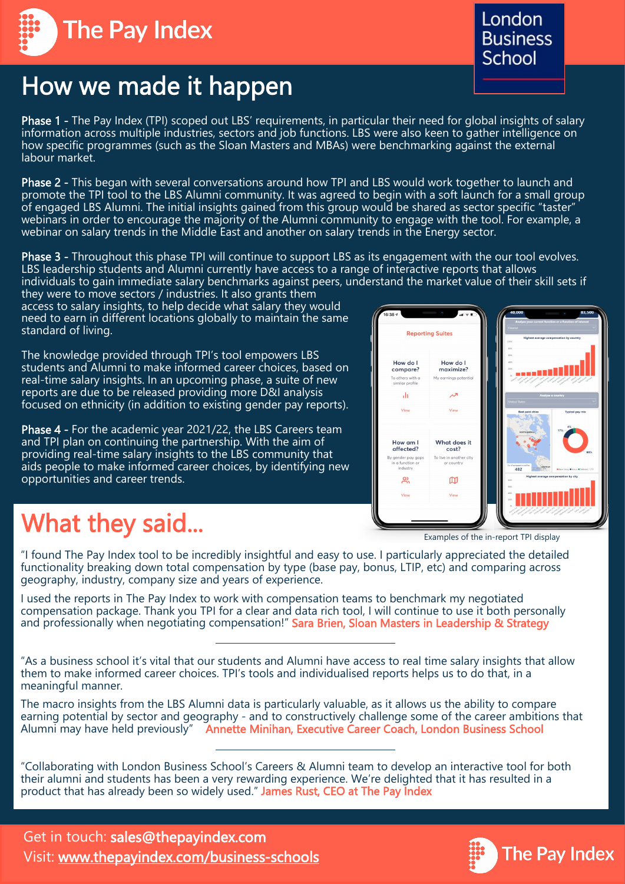# How we made it happen

**Phase 1 -** The Pay Index (TPI) scoped out LBS' requirements, in particular their need for global insights of salary information across multiple industries, sectors and job functions. LBS were also keen to gather intelligence on how specific programmes (such as the Sloan Masters and MBAs) were benchmarking against the external labour market.

**Phase 2 -** This began with several conversations around how TPI and LBS would work together to launch and promote the TPI tool to the LBS Alumni community. It was agreed to begin with a soft launch for a small group of engaged LBS Alumni. The initial insights gained from this group would be shared as sector specific "taster" webinars in order to encourage the majority of the Alumni community to engage with the tool. For example, a webinar on salary trends in the Middle East and another on salary trends in the Energy sector.

**Phase 3 -** Throughout this phase TPI will continue to support LBS as its engagement with the our tool evolves. LBS leadership students and Alumni currently have access to a range of interactive reports that allows individuals to gain immediate salary benchmarks against peers, understand the market value of their skill sets if they were to move sectors / industries. It also grants them access to salary insights, to help decide what salary they would need to earn in different locations globally to maintain the same standard of living.

The knowledge provided through TPI's tool empowers LBS students and Alumni to make informed career choices, based on real-time salary insights. In an upcoming phase, a suite of new reports are due to be released providing more D&I analysis focused on ethnicity (in addition to existing gender pay reports).

**Phase 4 -** For the academic year 2021/22, the LBS Careers team and TPI plan on continuing the partnership. With the aim of providing real-time salary insights to the LBS community that aids people to make informed career choices, by identifying new opportunities and career trends.

Examples of the in-report TPI display

# What they said...

"I found The Pay Index tool to be incredibly insightful and easy to use. I particularly appreciated the detailed functionality breaking down total compensation by type (base pay, bonus, LTIP, etc) and comparing across geography, industry, company size and years of experience.

I used the reports in The Pay Index to work with compensation teams to benchmark my negotiated compensation package. Thank you TPI for a clear and data rich tool, I will continue to use it both personally and professionally when negotiating compensation!" Sara Brien, Sloan Masters in Leadership & Strategy

---

"As a business school it's vital that our students and Alumni have access to real time salary insights that allow them to make informed career choices. TPI's tools and individualised reports helps us to do that, in a meaningful manner.

The macro insights from the LBS Alumni data is particularly valuable, as it allows us the ability to compare earning potential by sector and geography - and to constructively challenge some of the career ambitions that Alumni may have held previously" Annette Minihan, Executive Career Coach, London Business School

---

"Collaborating with London Business School's Careers & Alumni team to develop an interactive tool for both their alumni and students has been a very rewarding experience. We're delighted that it has resulted in a product that has already been so widely used." James Rust, CEO at The Pay Index

Get in touch: **sales@thepayindex.com**
Visit: **www.thepayindex.com/business-schools**